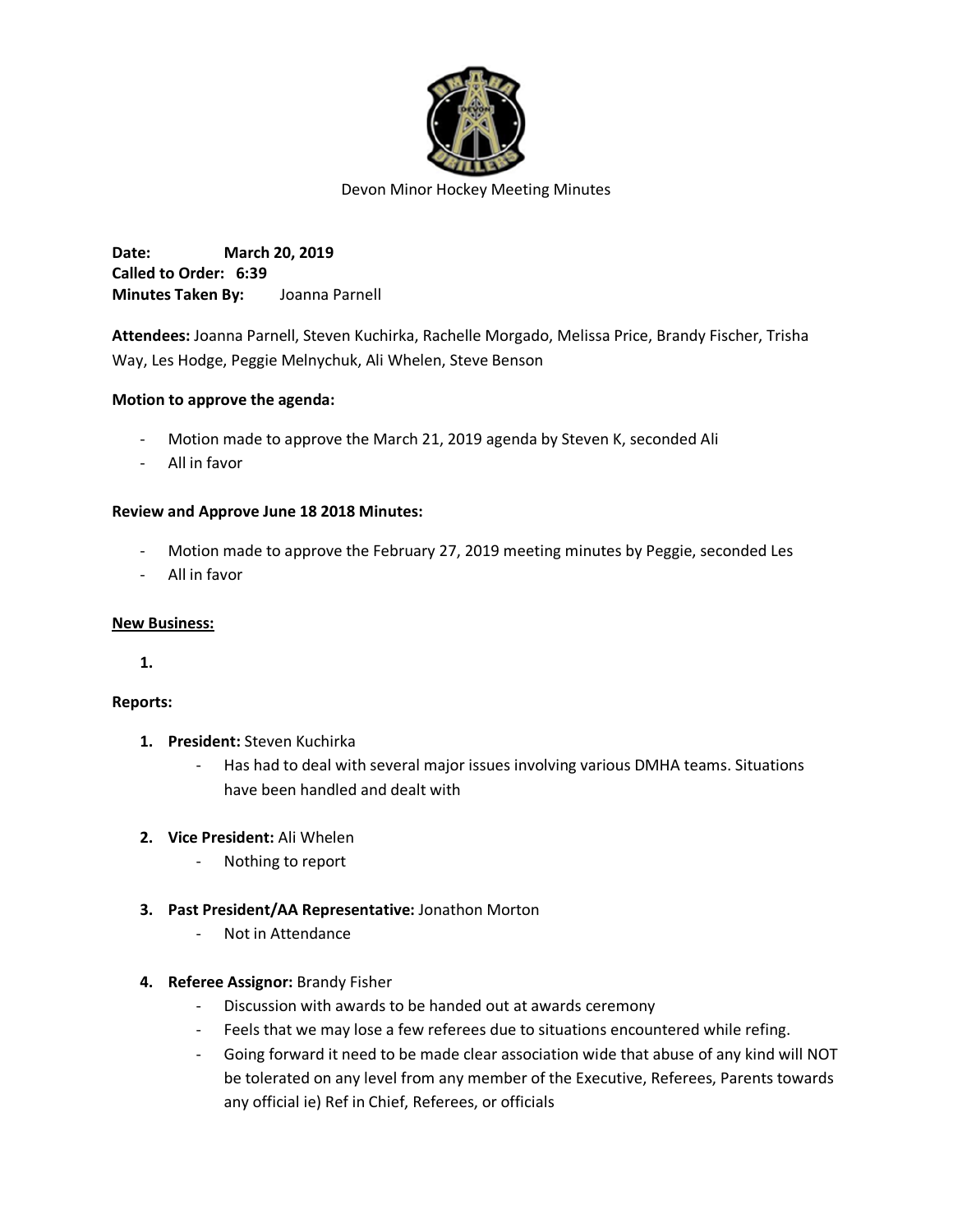Devon Minor Hockey Meeting Minutes

**Date:** **March 20, 2019**
**Called to Order:** **6:39**
**Minutes Taken By:** Joanna Parnell

**Attendees:** Joanna Parnell, Steven Kuchirka, Rachelle Morgado, Melissa Price, Brandy Fischer, Trisha Way, Les Hodge, Peggie Melnychuk, Ali Whelen, Steve Benson

**Motion to approve the agenda:**

- Motion made to approve the March 21, 2019 agenda by Steven K, seconded Ali
- All in favor

**Review and Approve June 18 2018 Minutes:**

- Motion made to approve the February 27, 2019 meeting minutes by Peggie, seconded Les
- All in favor

**New Business:**

1.

**Reports:**

1. **President:** Steven Kuchirka
   - Has had to deal with several major issues involving various DMHA teams. Situations have been handled and dealt with

2. **Vice President:** Ali Whelen
   - Nothing to report

3. **Past President/AA Representative:** Jonathon Morton
   - Not in Attendance

4. **Referee Assignor:** Brandy Fisher
   - Discussion with awards to be handed out at awards ceremony
   - Feels that we may lose a few referees due to situations encountered while refing.
   - Going forward it need to be made clear association wide that abuse of any kind will NOT be tolerated on any level from any member of the Executive, Referees, Parents towards any official ie) Ref in Chief, Referees, or officials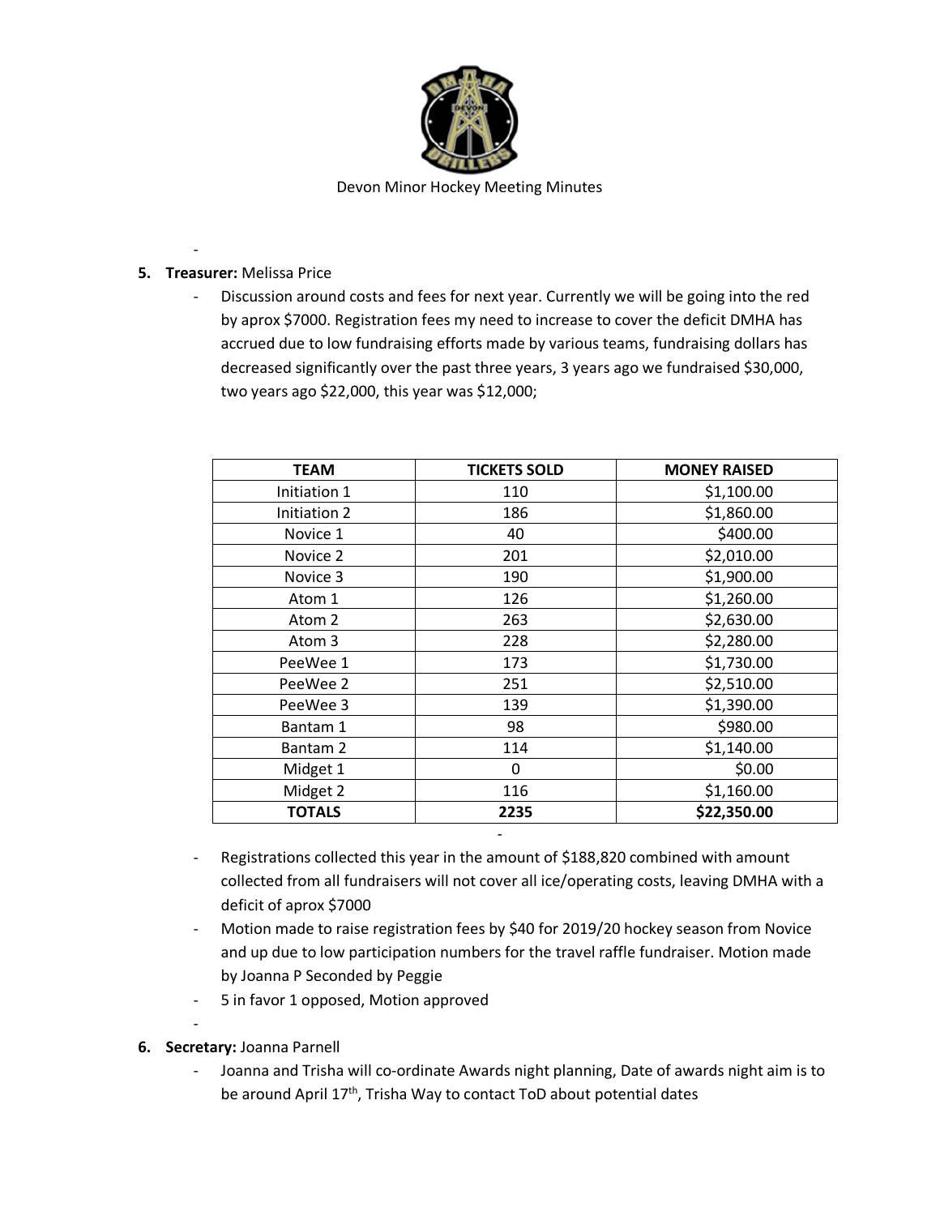Devon Minor Hockey Meeting Minutes

-

5. **Treasurer:** Melissa Price
   - Discussion around costs and fees for next year. Currently we will be going into the red by aprox $7000. Registration fees my need to increase to cover the deficit DMHA has accrued due to low fundraising efforts made by various teams, fundraising dollars has decreased significantly over the past three years, 3 years ago we fundraised $30,000, two years ago $22,000, this year was $12,000;

| TEAM | TICKETS SOLD | MONEY RAISED |
|---|---|---|
| Initiation 1 | 110 | $1,100.00 |
| Initiation 2 | 186 | $1,860.00 |
| Novice 1 | 40 | $400.00 |
| Novice 2 | 201 | $2,010.00 |
| Novice 3 | 190 | $1,900.00 |
| Atom 1 | 126 | $1,260.00 |
| Atom 2 | 263 | $2,630.00 |
| Atom 3 | 228 | $2,280.00 |
| PeeWee 1 | 173 | $1,730.00 |
| PeeWee 2 | 251 | $2,510.00 |
| PeeWee 3 | 139 | $1,390.00 |
| Bantam 1 | 98 | $980.00 |
| Bantam 2 | 114 | $1,140.00 |
| Midget 1 | 0 | $0.00 |
| Midget 2 | 116 | $1,160.00 |
| **TOTALS** | **2235** | **$22,350.00** |

   - Registrations collected this year in the amount of $188,820 combined with amount collected from all fundraisers will not cover all ice/operating costs, leaving DMHA with a deficit of aprox $7000
   - Motion made to raise registration fees by $40 for 2019/20 hockey season from Novice and up due to low participation numbers for the travel raffle fundraiser. Motion made by Joanna P Seconded by Peggie
   - 5 in favor 1 opposed, Motion approved
   -

6. **Secretary:** Joanna Parnell
   - Joanna and Trisha will co-ordinate Awards night planning, Date of awards night aim is to be around April 17th, Trisha Way to contact ToD about potential dates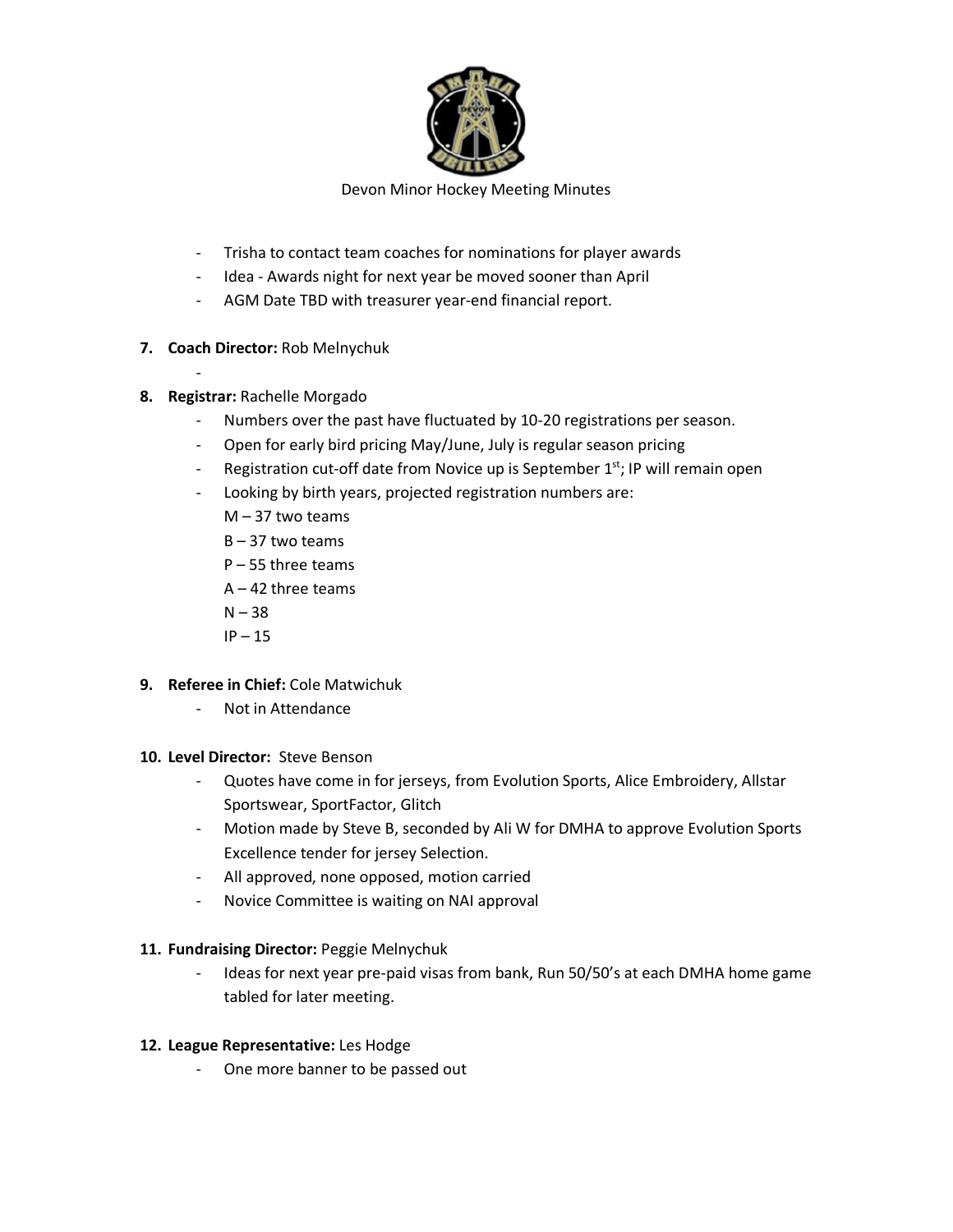Devon Minor Hockey Meeting Minutes

- Trisha to contact team coaches for nominations for player awards
- Idea - Awards night for next year be moved sooner than April
- AGM Date TBD with treasurer year-end financial report.

7. **Coach Director:** Rob Melnychuk
   -
8. **Registrar:** Rachelle Morgado
   - Numbers over the past have fluctuated by 10-20 registrations per season.
   - Open for early bird pricing May/June, July is regular season pricing
   - Registration cut-off date from Novice up is September 1st; IP will remain open
   - Looking by birth years, projected registration numbers are:
     M – 37 two teams
     B – 37 two teams
     P – 55 three teams
     A – 42 three teams
     N – 38
     IP – 15

9. **Referee in Chief:** Cole Matwichuk
   - Not in Attendance

10. **Level Director:** Steve Benson
    - Quotes have come in for jerseys, from Evolution Sports, Alice Embroidery, Allstar Sportswear, SportFactor, Glitch
    - Motion made by Steve B, seconded by Ali W for DMHA to approve Evolution Sports Excellence tender for jersey Selection.
    - All approved, none opposed, motion carried
    - Novice Committee is waiting on NAI approval

11. **Fundraising Director:** Peggie Melnychuk
    - Ideas for next year pre-paid visas from bank, Run 50/50's at each DMHA home game tabled for later meeting.

12. **League Representative:** Les Hodge
    - One more banner to be passed out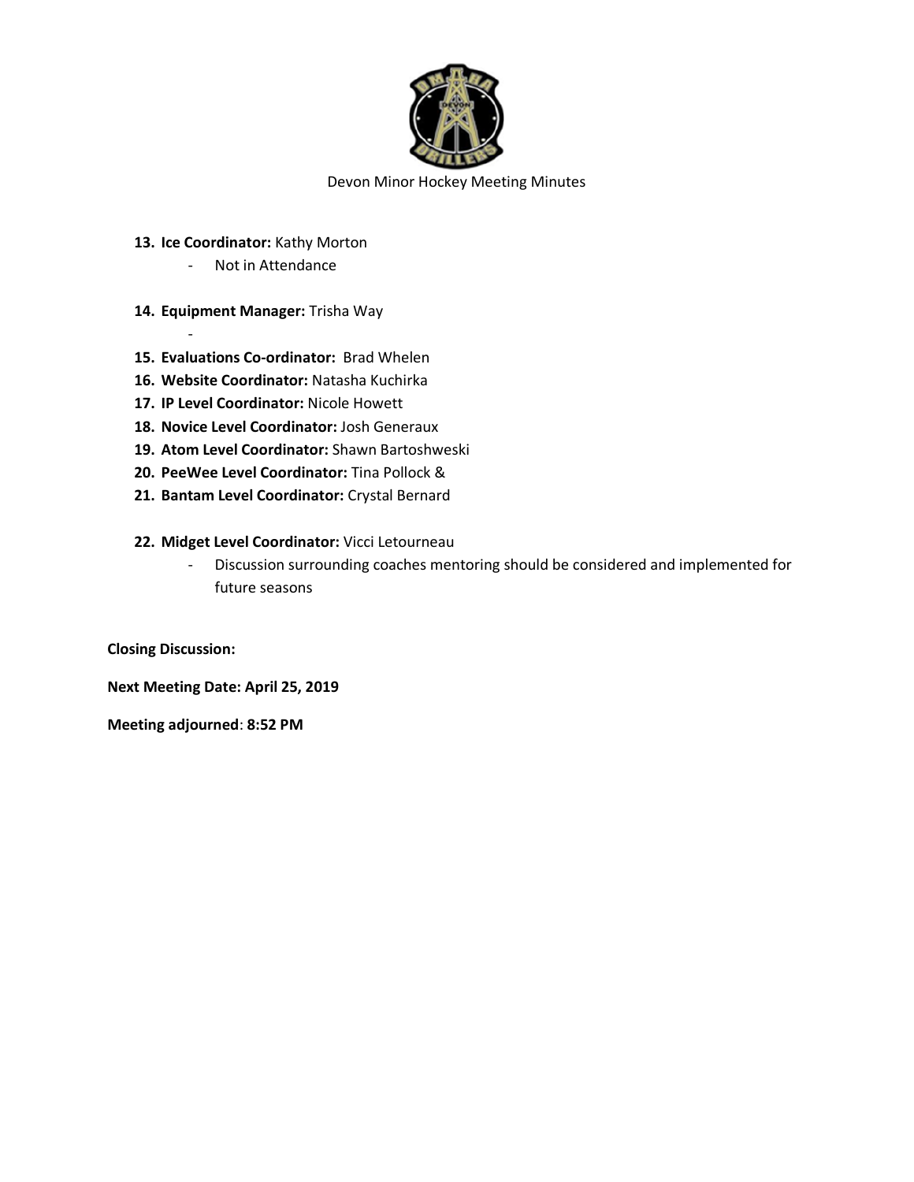Devon Minor Hockey Meeting Minutes

13. **Ice Coordinator:** Kathy Morton
    - Not in Attendance

14. **Equipment Manager:** Trisha Way
    -
15. **Evaluations Co-ordinator:** Brad Whelen
16. **Website Coordinator:** Natasha Kuchirka
17. **IP Level Coordinator:** Nicole Howett
18. **Novice Level Coordinator:** Josh Generaux
19. **Atom Level Coordinator:** Shawn Bartoshweski
20. **PeeWee Level Coordinator:** Tina Pollock &
21. **Bantam Level Coordinator:** Crystal Bernard

22. **Midget Level Coordinator:** Vicci Letourneau
    - Discussion surrounding coaches mentoring should be considered and implemented for future seasons

**Closing Discussion:**

**Next Meeting Date: April 25, 2019**

**Meeting adjourned**: **8:52 PM**